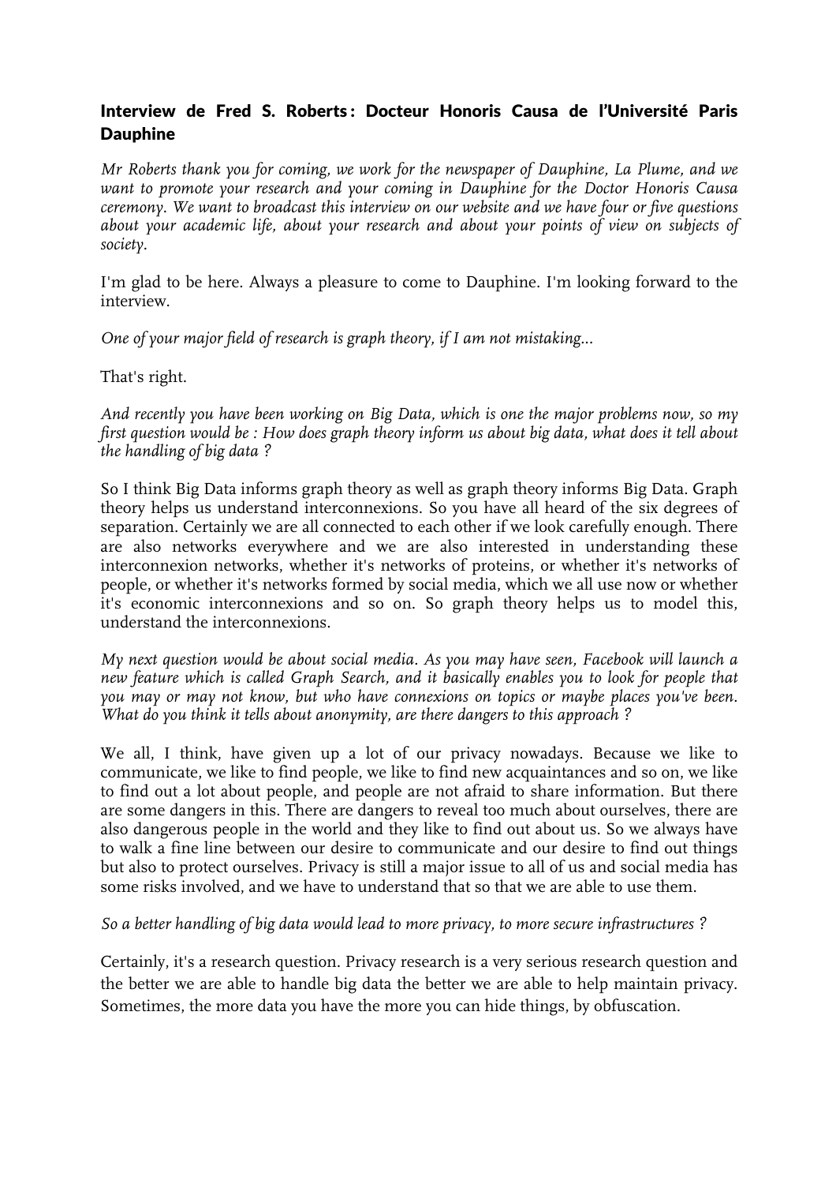## Interview de Fred S. Roberts : Docteur Honoris Causa de l'Université Paris Dauphine

*Mr Roberts thank you for coming, we work for the newspaper of Dauphine, La Plume, and we want to promote your research and your coming in Dauphine for the Doctor Honoris Causa ceremony. We want to broadcast this interview on our website and we have four or five questions about your academic life, about your research and about your points of view on subjects of society.*

I'm glad to be here. Always a pleasure to come to Dauphine. I'm looking forward to the interview.

*One of your major field of research is graph theory, if I am not mistaking...*

That's right.

*And recently you have been working on Big Data, which is one the major problems now, so my first question would be : How does graph theory inform us about big data, what does it tell about the handling of big data ?*

So I think Big Data informs graph theory as well as graph theory informs Big Data. Graph theory helps us understand interconnexions. So you have all heard of the six degrees of separation. Certainly we are all connected to each other if we look carefully enough. There are also networks everywhere and we are also interested in understanding these interconnexion networks, whether it's networks of proteins, or whether it's networks of people, or whether it's networks formed by social media, which we all use now or whether it's economic interconnexions and so on. So graph theory helps us to model this, understand the interconnexions.

*My next question would be about social media. As you may have seen, Facebook will launch a new feature which is called Graph Search, and it basically enables you to look for people that you may or may not know, but who have connexions on topics or maybe places you've been. What do you think it tells about anonymity, are there dangers to this approach ?*

We all, I think, have given up a lot of our privacy nowadays. Because we like to communicate, we like to find people, we like to find new acquaintances and so on, we like to find out a lot about people, and people are not afraid to share information. But there are some dangers in this. There are dangers to reveal too much about ourselves, there are also dangerous people in the world and they like to find out about us. So we always have to walk a fine line between our desire to communicate and our desire to find out things but also to protect ourselves. Privacy is still a major issue to all of us and social media has some risks involved, and we have to understand that so that we are able to use them.

*So a better handling of big data would lead to more privacy, to more secure infrastructures ?*

Certainly, it's a research question. Privacy research is a very serious research question and the better we are able to handle big data the better we are able to help maintain privacy. Sometimes, the more data you have the more you can hide things, by obfuscation.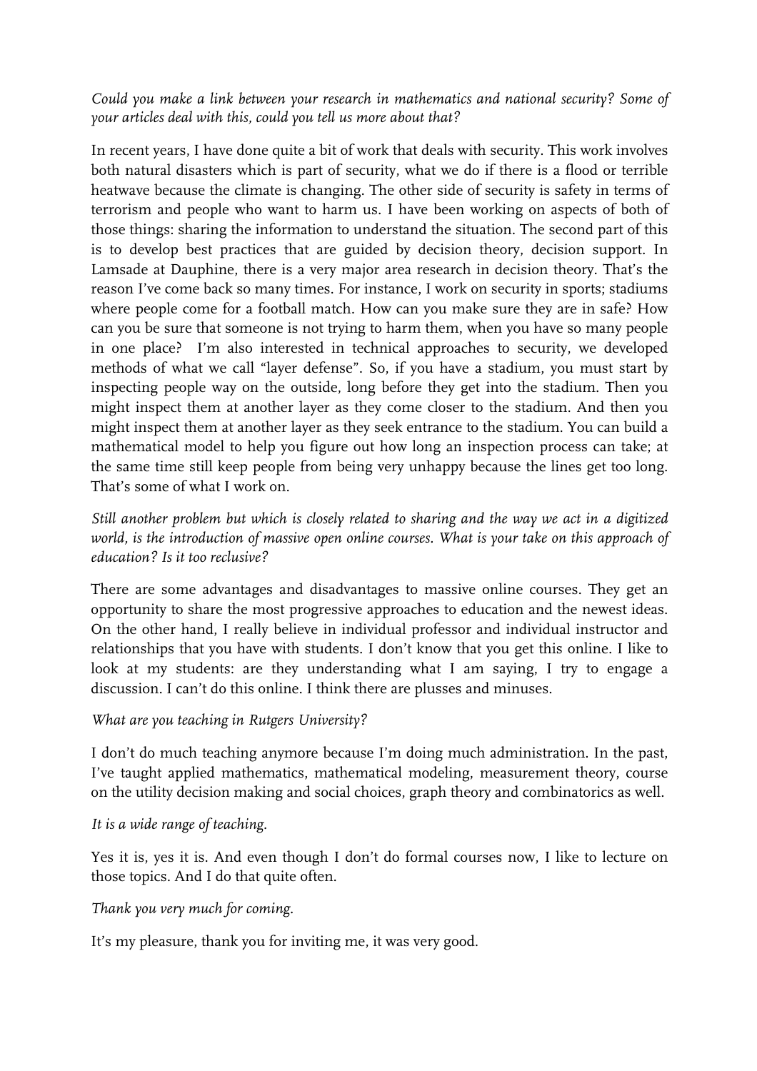*Could you make a link between your research in mathematics and national security? Some of your articles deal with this, could you tell us more about that?*

In recent years, I have done quite a bit of work that deals with security. This work involves both natural disasters which is part of security, what we do if there is a flood or terrible heatwave because the climate is changing. The other side of security is safety in terms of terrorism and people who want to harm us. I have been working on aspects of both of those things: sharing the information to understand the situation. The second part of this is to develop best practices that are guided by decision theory, decision support. In Lamsade at Dauphine, there is a very major area research in decision theory. That's the reason I've come back so many times. For instance, I work on security in sports; stadiums where people come for a football match. How can you make sure they are in safe? How can you be sure that someone is not trying to harm them, when you have so many people in one place? I'm also interested in technical approaches to security, we developed methods of what we call "layer defense". So, if you have a stadium, you must start by inspecting people way on the outside, long before they get into the stadium. Then you might inspect them at another layer as they come closer to the stadium. And then you might inspect them at another layer as they seek entrance to the stadium. You can build a mathematical model to help you figure out how long an inspection process can take; at the same time still keep people from being very unhappy because the lines get too long. That's some of what I work on.

*Still another problem but which is closely related to sharing and the way we act in a digitized world, is the introduction of massive open online courses. What is your take on this approach of education? Is it too reclusive?*

There are some advantages and disadvantages to massive online courses. They get an opportunity to share the most progressive approaches to education and the newest ideas. On the other hand, I really believe in individual professor and individual instructor and relationships that you have with students. I don't know that you get this online. I like to look at my students: are they understanding what I am saying, I try to engage a discussion. I can't do this online. I think there are plusses and minuses.

*What are you teaching in Rutgers University?*

I don't do much teaching anymore because I'm doing much administration. In the past, I've taught applied mathematics, mathematical modeling, measurement theory, course on the utility decision making and social choices, graph theory and combinatorics as well.

*It is a wide range of teaching.*

Yes it is, yes it is. And even though I don't do formal courses now, I like to lecture on those topics. And I do that quite often.

*Thank you very much for coming.*

It's my pleasure, thank you for inviting me, it was very good.